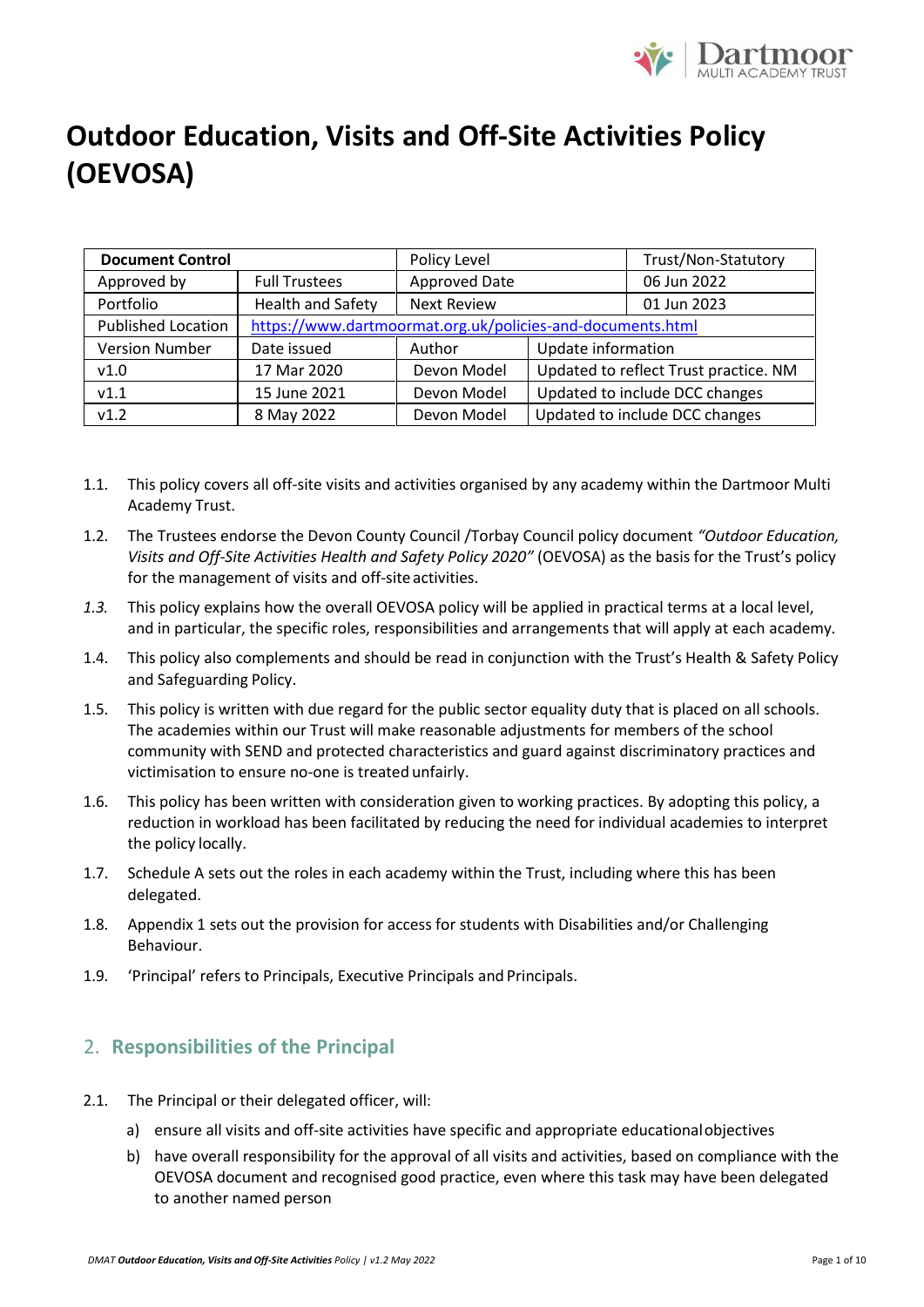# Outdoor Education, Visits and Off-Site Activities Policy (OEVOSA)

| **Document Control** | | Policy Level | | Trust/Non-Statutory |
|---|---|---|---|---|
| Approved by | Full Trustees | Approved Date | | 06 Jun 2022 |
| Portfolio | Health and Safety | Next Review | | 01 Jun 2023 |
| Published Location | https://www.dartmoormat.org.uk/policies-and-documents.html | | | |
| Version Number | Date issued | Author | Update information | |
| v1.0 | 17 Mar 2020 | Devon Model | Updated to reflect Trust practice. NM | |
| v1.1 | 15 June 2021 | Devon Model | Updated to include DCC changes | |
| v1.2 | 8 May 2022 | Devon Model | Updated to include DCC changes | |

1.1. This policy covers all off-site visits and activities organised by any academy within the Dartmoor Multi Academy Trust.

1.2. The Trustees endorse the Devon County Council /Torbay Council policy document *"Outdoor Education, Visits and Off-Site Activities Health and Safety Policy 2020"* (OEVOSA) as the basis for the Trust's policy for the management of visits and off-site activities.

*1.3.* This policy explains how the overall OEVOSA policy will be applied in practical terms at a local level, and in particular, the specific roles, responsibilities and arrangements that will apply at each academy.

1.4. This policy also complements and should be read in conjunction with the Trust's Health & Safety Policy and Safeguarding Policy.

1.5. This policy is written with due regard for the public sector equality duty that is placed on all schools. The academies within our Trust will make reasonable adjustments for members of the school community with SEND and protected characteristics and guard against discriminatory practices and victimisation to ensure no-one is treated unfairly.

1.6. This policy has been written with consideration given to working practices. By adopting this policy, a reduction in workload has been facilitated by reducing the need for individual academies to interpret the policy locally.

1.7. Schedule A sets out the roles in each academy within the Trust, including where this has been delegated.

1.8. Appendix 1 sets out the provision for access for students with Disabilities and/or Challenging Behaviour.

1.9. 'Principal' refers to Principals, Executive Principals and Principals.

## 2. Responsibilities of the Principal

2.1. The Principal or their delegated officer, will:

a) ensure all visits and off-site activities have specific and appropriate educational objectives

b) have overall responsibility for the approval of all visits and activities, based on compliance with the OEVOSA document and recognised good practice, even where this task may have been delegated to another named person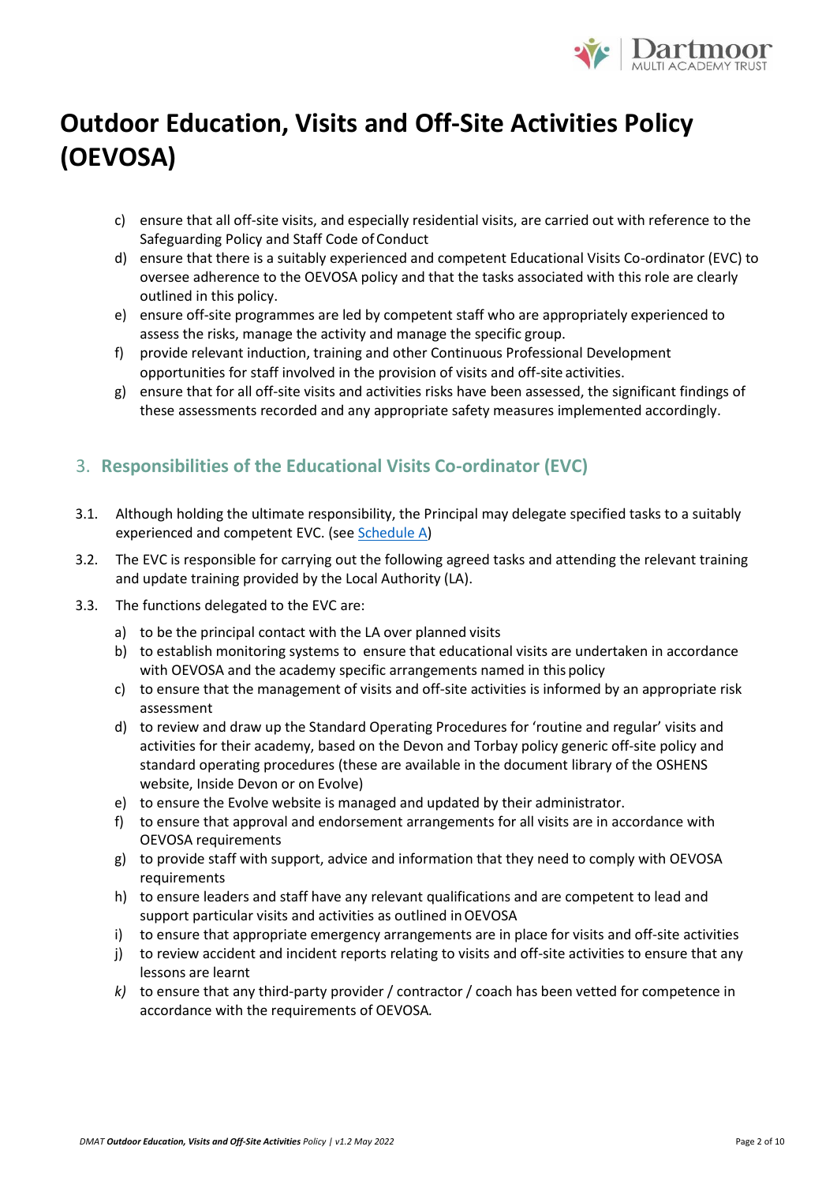# Outdoor Education, Visits and Off-Site Activities Policy (OEVOSA)

c) ensure that all off-site visits, and especially residential visits, are carried out with reference to the Safeguarding Policy and Staff Code of Conduct

d) ensure that there is a suitably experienced and competent Educational Visits Co-ordinator (EVC) to oversee adherence to the OEVOSA policy and that the tasks associated with this role are clearly outlined in this policy.

e) ensure off-site programmes are led by competent staff who are appropriately experienced to assess the risks, manage the activity and manage the specific group.

f) provide relevant induction, training and other Continuous Professional Development opportunities for staff involved in the provision of visits and off-site activities.

g) ensure that for all off-site visits and activities risks have been assessed, the significant findings of these assessments recorded and any appropriate safety measures implemented accordingly.

## 3. Responsibilities of the Educational Visits Co-ordinator (EVC)

3.1. Although holding the ultimate responsibility, the Principal may delegate specified tasks to a suitably experienced and competent EVC. (see Schedule A)

3.2. The EVC is responsible for carrying out the following agreed tasks and attending the relevant training and update training provided by the Local Authority (LA).

3.3. The functions delegated to the EVC are:

a) to be the principal contact with the LA over planned visits

b) to establish monitoring systems to ensure that educational visits are undertaken in accordance with OEVOSA and the academy specific arrangements named in this policy

c) to ensure that the management of visits and off-site activities is informed by an appropriate risk assessment

d) to review and draw up the Standard Operating Procedures for 'routine and regular' visits and activities for their academy, based on the Devon and Torbay policy generic off-site policy and standard operating procedures (these are available in the document library of the OSHENS website, Inside Devon or on Evolve)

e) to ensure the Evolve website is managed and updated by their administrator.

f) to ensure that approval and endorsement arrangements for all visits are in accordance with OEVOSA requirements

g) to provide staff with support, advice and information that they need to comply with OEVOSA requirements

h) to ensure leaders and staff have any relevant qualifications and are competent to lead and support particular visits and activities as outlined in OEVOSA

i) to ensure that appropriate emergency arrangements are in place for visits and off-site activities

j) to review accident and incident reports relating to visits and off-site activities to ensure that any lessons are learnt

*k)* to ensure that any third-party provider / contractor / coach has been vetted for competence in accordance with the requirements of OEVOSA.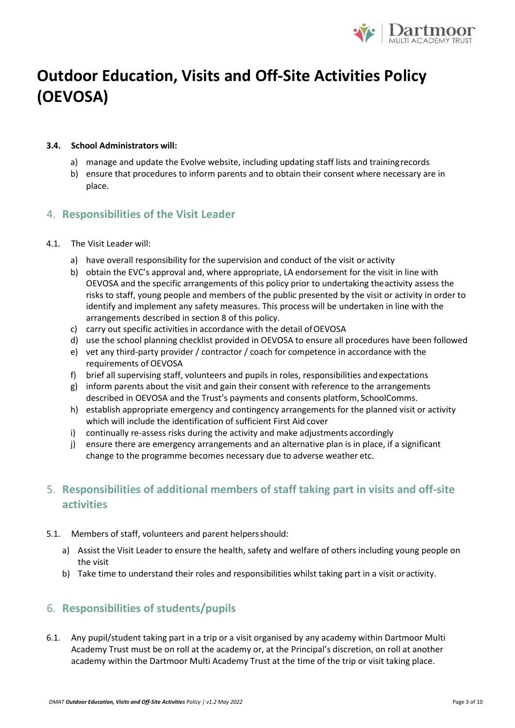# Outdoor Education, Visits and Off-Site Activities Policy (OEVOSA)

**3.4. School Administrators will:**

a) manage and update the Evolve website, including updating staff lists and training records
b) ensure that procedures to inform parents and to obtain their consent where necessary are in place.

## 4. Responsibilities of the Visit Leader

4.1. The Visit Leader will:

a) have overall responsibility for the supervision and conduct of the visit or activity
b) obtain the EVC's approval and, where appropriate, LA endorsement for the visit in line with OEVOSA and the specific arrangements of this policy prior to undertaking the activity assess the risks to staff, young people and members of the public presented by the visit or activity in order to identify and implement any safety measures. This process will be undertaken in line with the arrangements described in section 8 of this policy.
c) carry out specific activities in accordance with the detail of OEVOSA
d) use the school planning checklist provided in OEVOSA to ensure all procedures have been followed
e) vet any third-party provider / contractor / coach for competence in accordance with the requirements of OEVOSA
f) brief all supervising staff, volunteers and pupils in roles, responsibilities and expectations
g) inform parents about the visit and gain their consent with reference to the arrangements described in OEVOSA and the Trust's payments and consents platform, SchoolComms.
h) establish appropriate emergency and contingency arrangements for the planned visit or activity which will include the identification of sufficient First Aid cover
i) continually re-assess risks during the activity and make adjustments accordingly
j) ensure there are emergency arrangements and an alternative plan is in place, if a significant change to the programme becomes necessary due to adverse weather etc.

## 5. Responsibilities of additional members of staff taking part in visits and off-site activities

5.1. Members of staff, volunteers and parent helpers should:

a) Assist the Visit Leader to ensure the health, safety and welfare of others including young people on the visit
b) Take time to understand their roles and responsibilities whilst taking part in a visit or activity.

## 6. Responsibilities of students/pupils

6.1. Any pupil/student taking part in a trip or a visit organised by any academy within Dartmoor Multi Academy Trust must be on roll at the academy or, at the Principal's discretion, on roll at another academy within the Dartmoor Multi Academy Trust at the time of the trip or visit taking place.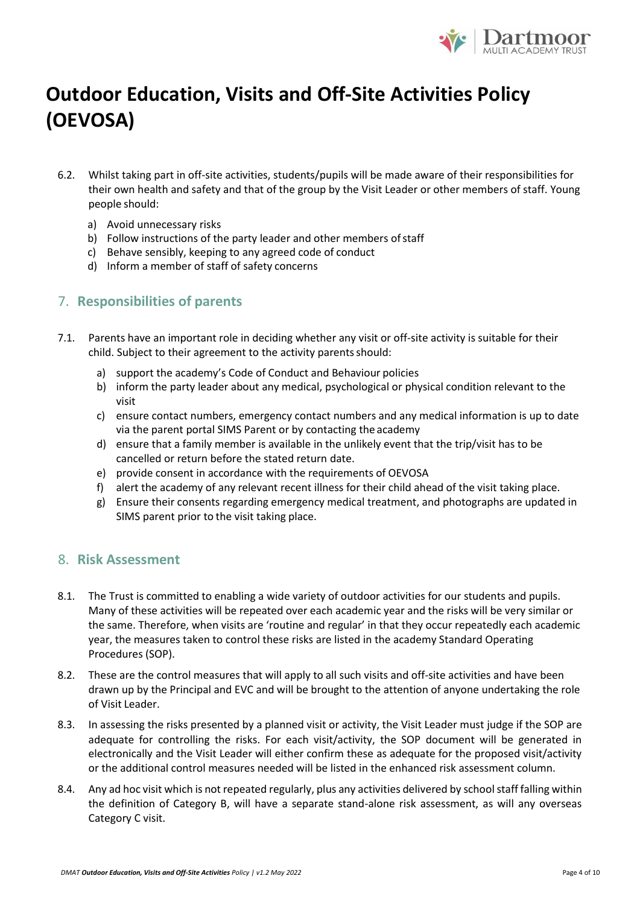# Outdoor Education, Visits and Off-Site Activities Policy (OEVOSA)

6.2. Whilst taking part in off-site activities, students/pupils will be made aware of their responsibilities for their own health and safety and that of the group by the Visit Leader or other members of staff. Young people should:

a) Avoid unnecessary risks
b) Follow instructions of the party leader and other members of staff
c) Behave sensibly, keeping to any agreed code of conduct
d) Inform a member of staff of safety concerns

## 7. Responsibilities of parents

7.1. Parents have an important role in deciding whether any visit or off-site activity is suitable for their child. Subject to their agreement to the activity parents should:

a) support the academy's Code of Conduct and Behaviour policies
b) inform the party leader about any medical, psychological or physical condition relevant to the visit
c) ensure contact numbers, emergency contact numbers and any medical information is up to date via the parent portal SIMS Parent or by contacting the academy
d) ensure that a family member is available in the unlikely event that the trip/visit has to be cancelled or return before the stated return date.
e) provide consent in accordance with the requirements of OEVOSA
f) alert the academy of any relevant recent illness for their child ahead of the visit taking place.
g) Ensure their consents regarding emergency medical treatment, and photographs are updated in SIMS parent prior to the visit taking place.

## 8. Risk Assessment

8.1. The Trust is committed to enabling a wide variety of outdoor activities for our students and pupils. Many of these activities will be repeated over each academic year and the risks will be very similar or the same. Therefore, when visits are 'routine and regular' in that they occur repeatedly each academic year, the measures taken to control these risks are listed in the academy Standard Operating Procedures (SOP).

8.2. These are the control measures that will apply to all such visits and off-site activities and have been drawn up by the Principal and EVC and will be brought to the attention of anyone undertaking the role of Visit Leader.

8.3. In assessing the risks presented by a planned visit or activity, the Visit Leader must judge if the SOP are adequate for controlling the risks. For each visit/activity, the SOP document will be generated in electronically and the Visit Leader will either confirm these as adequate for the proposed visit/activity or the additional control measures needed will be listed in the enhanced risk assessment column.

8.4. Any ad hoc visit which is not repeated regularly, plus any activities delivered by school staff falling within the definition of Category B, will have a separate stand-alone risk assessment, as will any overseas Category C visit.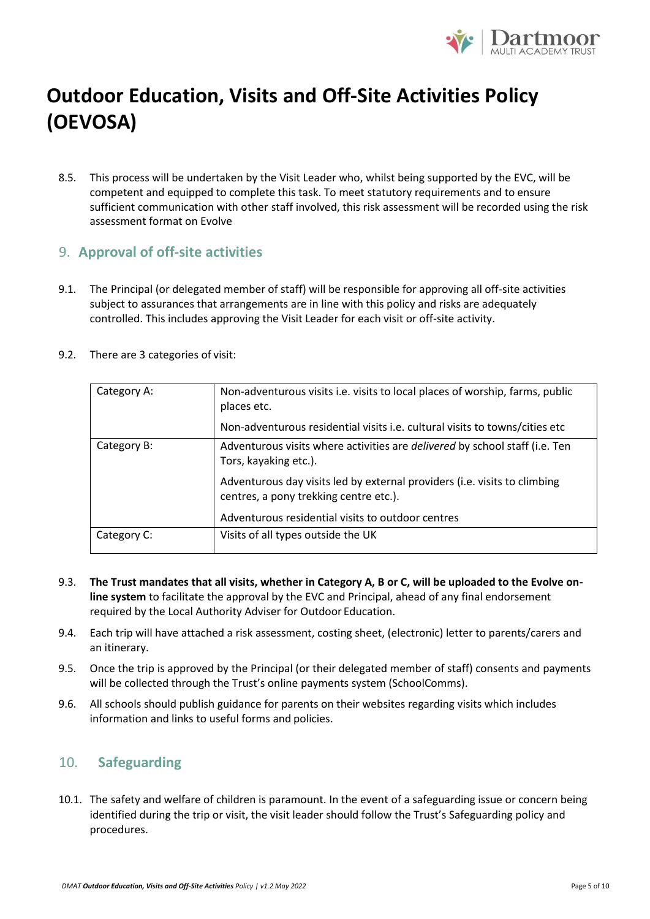# Outdoor Education, Visits and Off-Site Activities Policy (OEVOSA)

8.5. This process will be undertaken by the Visit Leader who, whilst being supported by the EVC, will be competent and equipped to complete this task. To meet statutory requirements and to ensure sufficient communication with other staff involved, this risk assessment will be recorded using the risk assessment format on Evolve

## 9. Approval of off-site activities

9.1. The Principal (or delegated member of staff) will be responsible for approving all off-site activities subject to assurances that arrangements are in line with this policy and risks are adequately controlled. This includes approving the Visit Leader for each visit or off-site activity.

9.2. There are 3 categories of visit:

| | |
|---|---|
| Category A: | Non-adventurous visits i.e. visits to local places of worship, farms, public places etc.<br><br>Non-adventurous residential visits i.e. cultural visits to towns/cities etc |
| Category B: | Adventurous visits where activities are *delivered* by school staff (i.e. Ten Tors, kayaking etc.).<br><br>Adventurous day visits led by external providers (i.e. visits to climbing centres, a pony trekking centre etc.).<br><br>Adventurous residential visits to outdoor centres |
| Category C: | Visits of all types outside the UK |

9.3. **The Trust mandates that all visits, whether in Category A, B or C, will be uploaded to the Evolve on-line system** to facilitate the approval by the EVC and Principal, ahead of any final endorsement required by the Local Authority Adviser for Outdoor Education.

9.4. Each trip will have attached a risk assessment, costing sheet, (electronic) letter to parents/carers and an itinerary.

9.5. Once the trip is approved by the Principal (or their delegated member of staff) consents and payments will be collected through the Trust's online payments system (SchoolComms).

9.6. All schools should publish guidance for parents on their websites regarding visits which includes information and links to useful forms and policies.

## 10. Safeguarding

10.1. The safety and welfare of children is paramount. In the event of a safeguarding issue or concern being identified during the trip or visit, the visit leader should follow the Trust's Safeguarding policy and procedures.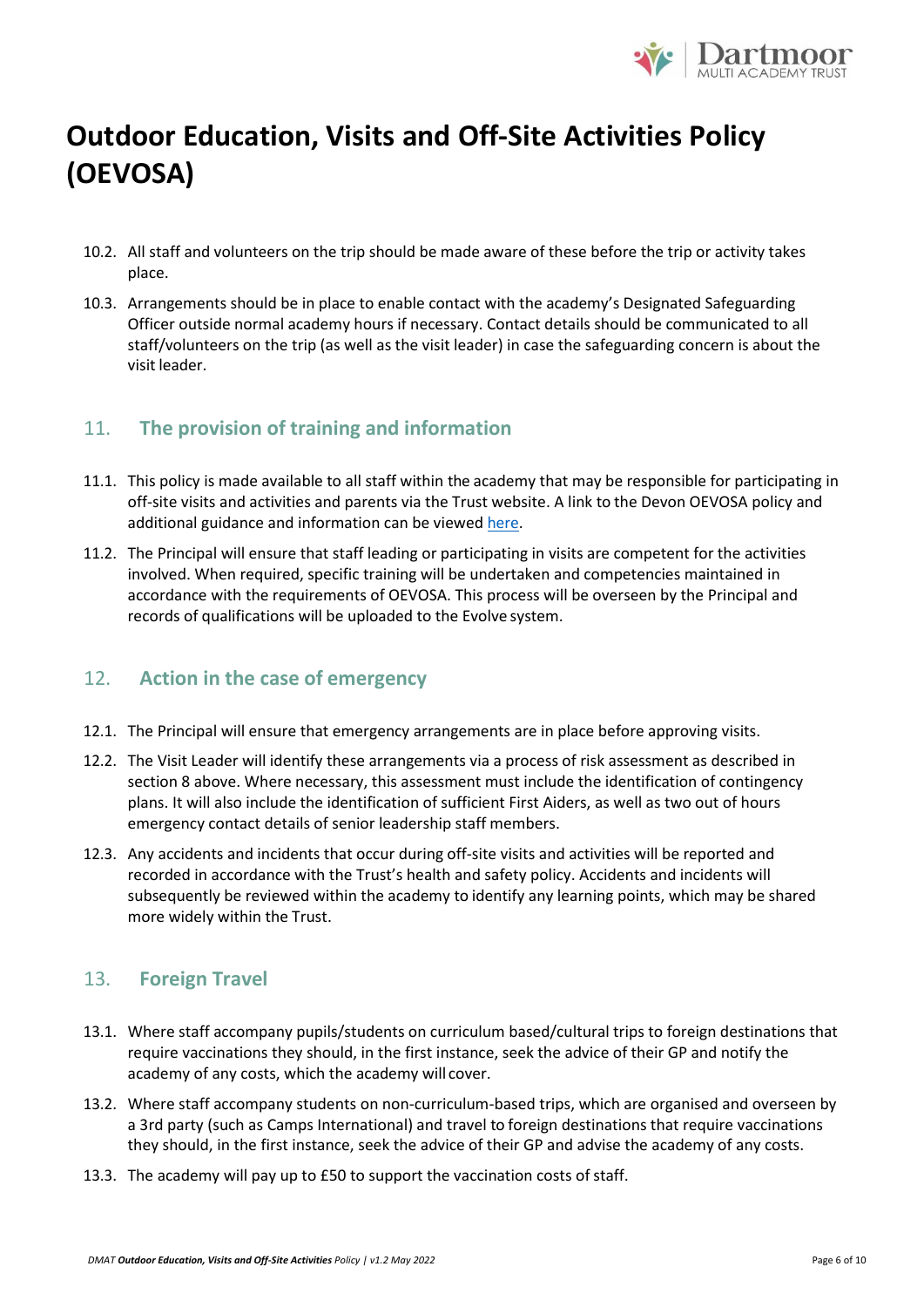# Outdoor Education, Visits and Off-Site Activities Policy (OEVOSA)

10.2. All staff and volunteers on the trip should be made aware of these before the trip or activity takes place.

10.3. Arrangements should be in place to enable contact with the academy's Designated Safeguarding Officer outside normal academy hours if necessary. Contact details should be communicated to all staff/volunteers on the trip (as well as the visit leader) in case the safeguarding concern is about the visit leader.

## 11. The provision of training and information

11.1. This policy is made available to all staff within the academy that may be responsible for participating in off-site visits and activities and parents via the Trust website. A link to the Devon OEVOSA policy and additional guidance and information can be viewed here.

11.2. The Principal will ensure that staff leading or participating in visits are competent for the activities involved. When required, specific training will be undertaken and competencies maintained in accordance with the requirements of OEVOSA. This process will be overseen by the Principal and records of qualifications will be uploaded to the Evolve system.

## 12. Action in the case of emergency

12.1. The Principal will ensure that emergency arrangements are in place before approving visits.

12.2. The Visit Leader will identify these arrangements via a process of risk assessment as described in section 8 above. Where necessary, this assessment must include the identification of contingency plans. It will also include the identification of sufficient First Aiders, as well as two out of hours emergency contact details of senior leadership staff members.

12.3. Any accidents and incidents that occur during off-site visits and activities will be reported and recorded in accordance with the Trust's health and safety policy. Accidents and incidents will subsequently be reviewed within the academy to identify any learning points, which may be shared more widely within the Trust.

## 13. Foreign Travel

13.1. Where staff accompany pupils/students on curriculum based/cultural trips to foreign destinations that require vaccinations they should, in the first instance, seek the advice of their GP and notify the academy of any costs, which the academy will cover.

13.2. Where staff accompany students on non-curriculum-based trips, which are organised and overseen by a 3rd party (such as Camps International) and travel to foreign destinations that require vaccinations they should, in the first instance, seek the advice of their GP and advise the academy of any costs.

13.3. The academy will pay up to £50 to support the vaccination costs of staff.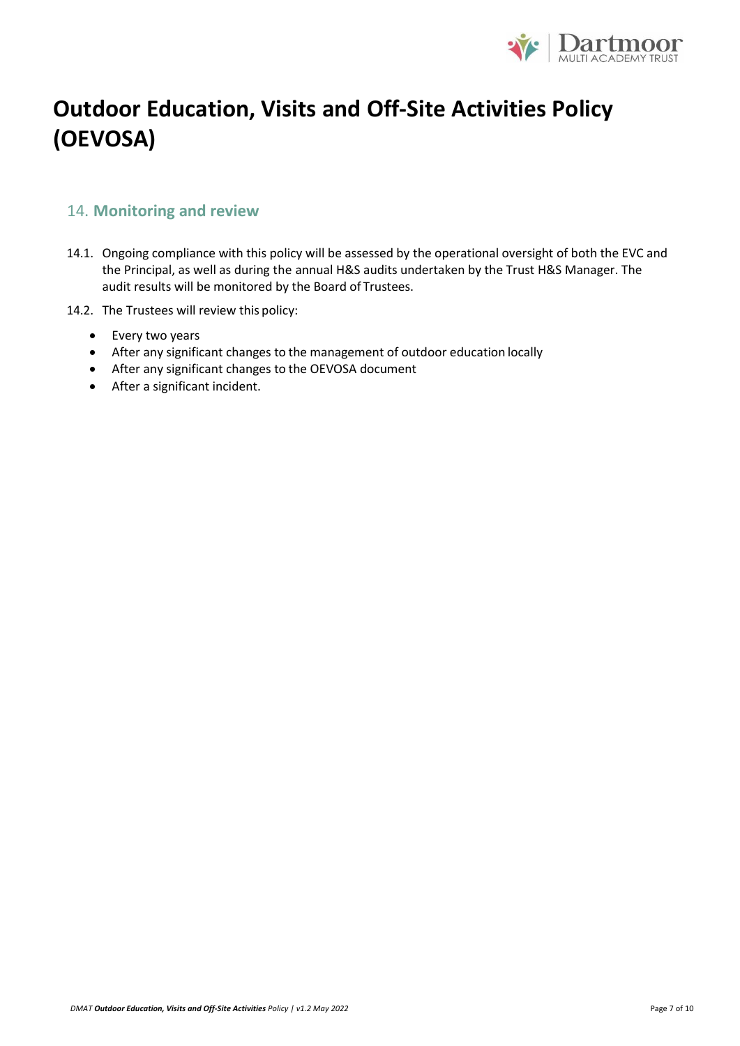# Outdoor Education, Visits and Off-Site Activities Policy (OEVOSA)

## 14. Monitoring and review

14.1. Ongoing compliance with this policy will be assessed by the operational oversight of both the EVC and the Principal, as well as during the annual H&S audits undertaken by the Trust H&S Manager. The audit results will be monitored by the Board of Trustees.

14.2. The Trustees will review this policy:

- Every two years
- After any significant changes to the management of outdoor education locally
- After any significant changes to the OEVOSA document
- After a significant incident.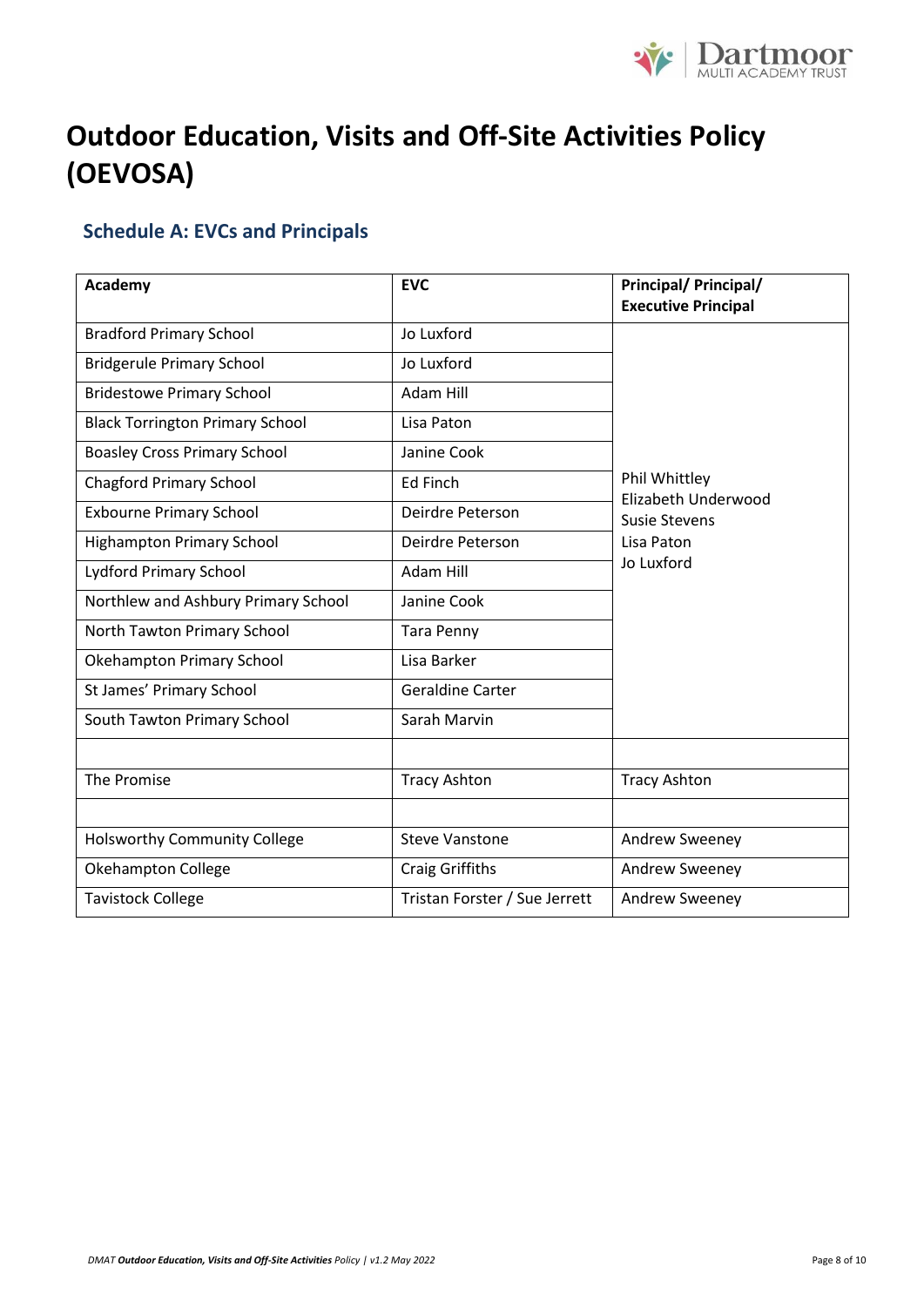# Outdoor Education, Visits and Off-Site Activities Policy (OEVOSA)

## Schedule A: EVCs and Principals

| Academy | EVC | Principal/ Principal/ Executive Principal |
|---|---|---|
| Bradford Primary School | Jo Luxford | Phil Whittley<br>Elizabeth Underwood<br>Susie Stevens<br>Lisa Paton<br>Jo Luxford |
| Bridgerule Primary School | Jo Luxford | |
| Bridestowe Primary School | Adam Hill | |
| Black Torrington Primary School | Lisa Paton | |
| Boasley Cross Primary School | Janine Cook | |
| Chagford Primary School | Ed Finch | |
| Exbourne Primary School | Deirdre Peterson | |
| Highampton Primary School | Deirdre Peterson | |
| Lydford Primary School | Adam Hill | |
| Northlew and Ashbury Primary School | Janine Cook | |
| North Tawton Primary School | Tara Penny | |
| Okehampton Primary School | Lisa Barker | |
| St James' Primary School | Geraldine Carter | |
| South Tawton Primary School | Sarah Marvin | |
| | | |
| The Promise | Tracy Ashton | Tracy Ashton |
| | | |
| Holsworthy Community College | Steve Vanstone | Andrew Sweeney |
| Okehampton College | Craig Griffiths | Andrew Sweeney |
| Tavistock College | Tristan Forster / Sue Jerrett | Andrew Sweeney |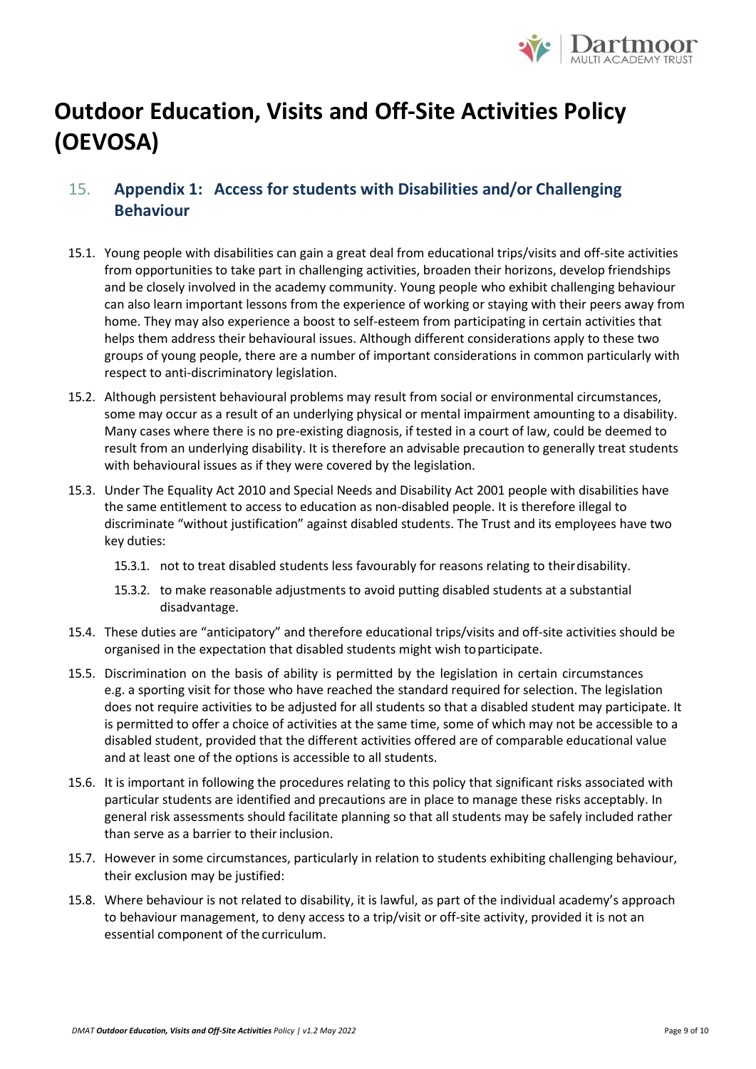# Outdoor Education, Visits and Off-Site Activities Policy (OEVOSA)

## 15. Appendix 1: Access for students with Disabilities and/or Challenging Behaviour

15.1. Young people with disabilities can gain a great deal from educational trips/visits and off-site activities from opportunities to take part in challenging activities, broaden their horizons, develop friendships and be closely involved in the academy community. Young people who exhibit challenging behaviour can also learn important lessons from the experience of working or staying with their peers away from home. They may also experience a boost to self-esteem from participating in certain activities that helps them address their behavioural issues. Although different considerations apply to these two groups of young people, there are a number of important considerations in common particularly with respect to anti-discriminatory legislation.

15.2. Although persistent behavioural problems may result from social or environmental circumstances, some may occur as a result of an underlying physical or mental impairment amounting to a disability. Many cases where there is no pre-existing diagnosis, if tested in a court of law, could be deemed to result from an underlying disability. It is therefore an advisable precaution to generally treat students with behavioural issues as if they were covered by the legislation.

15.3. Under The Equality Act 2010 and Special Needs and Disability Act 2001 people with disabilities have the same entitlement to access to education as non-disabled people. It is therefore illegal to discriminate "without justification" against disabled students. The Trust and its employees have two key duties:

15.3.1. not to treat disabled students less favourably for reasons relating to their disability.

15.3.2. to make reasonable adjustments to avoid putting disabled students at a substantial disadvantage.

15.4. These duties are "anticipatory" and therefore educational trips/visits and off-site activities should be organised in the expectation that disabled students might wish to participate.

15.5. Discrimination on the basis of ability is permitted by the legislation in certain circumstances e.g. a sporting visit for those who have reached the standard required for selection. The legislation does not require activities to be adjusted for all students so that a disabled student may participate. It is permitted to offer a choice of activities at the same time, some of which may not be accessible to a disabled student, provided that the different activities offered are of comparable educational value and at least one of the options is accessible to all students.

15.6. It is important in following the procedures relating to this policy that significant risks associated with particular students are identified and precautions are in place to manage these risks acceptably. In general risk assessments should facilitate planning so that all students may be safely included rather than serve as a barrier to their inclusion.

15.7. However in some circumstances, particularly in relation to students exhibiting challenging behaviour, their exclusion may be justified:

15.8. Where behaviour is not related to disability, it is lawful, as part of the individual academy's approach to behaviour management, to deny access to a trip/visit or off-site activity, provided it is not an essential component of the curriculum.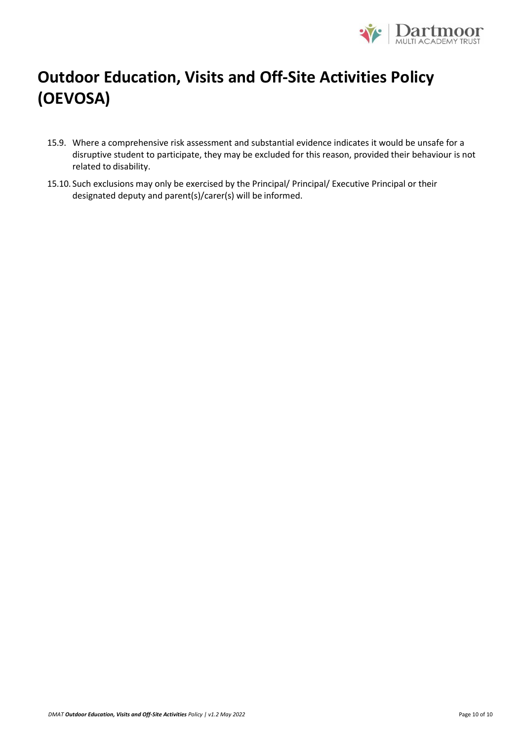# Outdoor Education, Visits and Off-Site Activities Policy (OEVOSA)

15.9. Where a comprehensive risk assessment and substantial evidence indicates it would be unsafe for a disruptive student to participate, they may be excluded for this reason, provided their behaviour is not related to disability.

15.10. Such exclusions may only be exercised by the Principal/ Principal/ Executive Principal or their designated deputy and parent(s)/carer(s) will be informed.